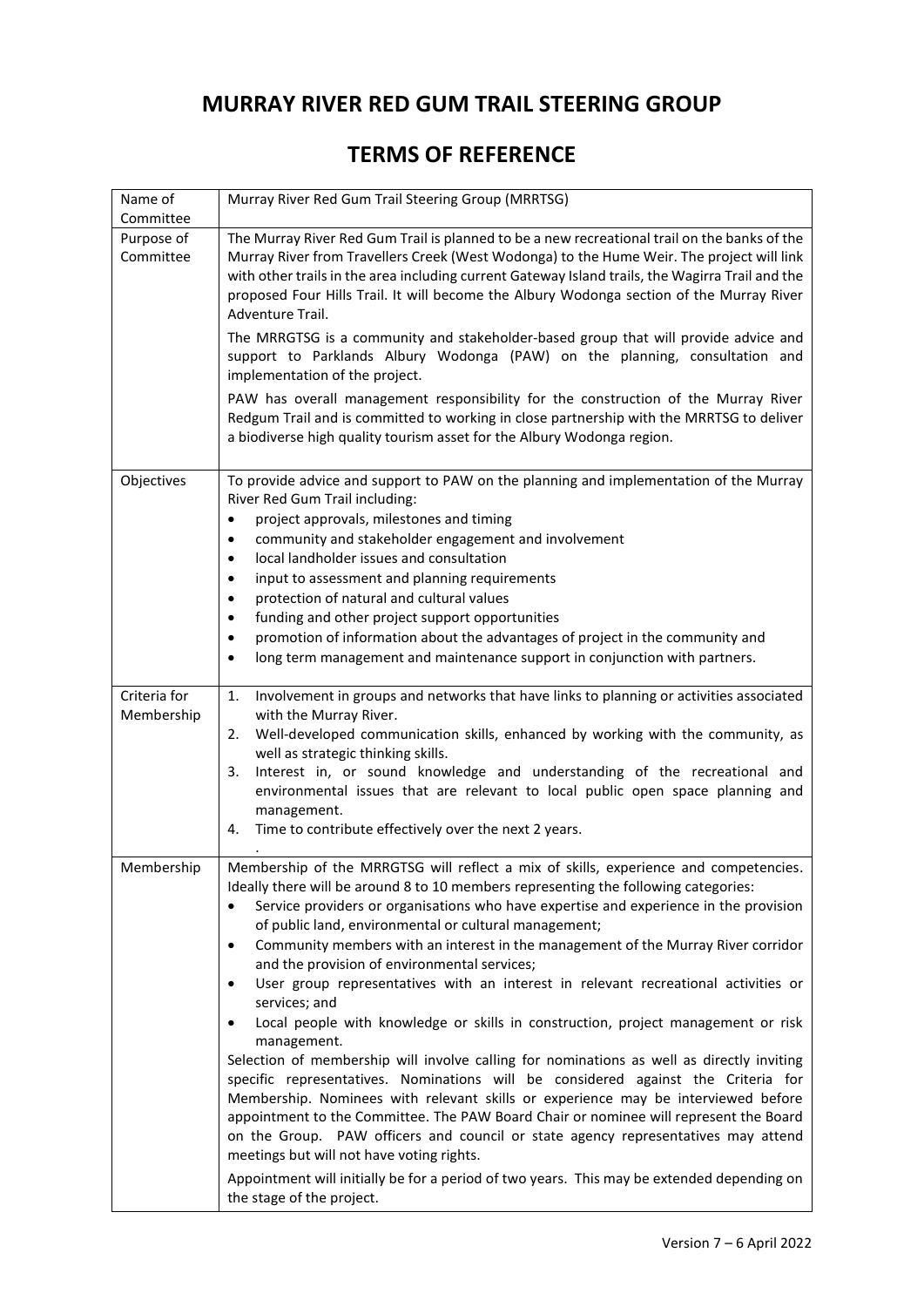# MURRAY RIVER RED GUM TRAIL STEERING GROUP

## TERMS OF REFERENCE

| | |
|---|---|
| Name of Committee | Murray River Red Gum Trail Steering Group (MRRTSG) |
| Purpose of Committee | The Murray River Red Gum Trail is planned to be a new recreational trail on the banks of the Murray River from Travellers Creek (West Wodonga) to the Hume Weir. The project will link with other trails in the area including current Gateway Island trails, the Wagirra Trail and the proposed Four Hills Trail. It will become the Albury Wodonga section of the Murray River Adventure Trail.<br><br>The MRRGTSG is a community and stakeholder-based group that will provide advice and support to Parklands Albury Wodonga (PAW) on the planning, consultation and implementation of the project.<br><br>PAW has overall management responsibility for the construction of the Murray River Redgum Trail and is committed to working in close partnership with the MRRTSG to deliver a biodiverse high quality tourism asset for the Albury Wodonga region. |
| Objectives | To provide advice and support to PAW on the planning and implementation of the Murray River Red Gum Trail including:<br>• project approvals, milestones and timing<br>• community and stakeholder engagement and involvement<br>• local landholder issues and consultation<br>• input to assessment and planning requirements<br>• protection of natural and cultural values<br>• funding and other project support opportunities<br>• promotion of information about the advantages of project in the community and<br>• long term management and maintenance support in conjunction with partners. |
| Criteria for Membership | 1. Involvement in groups and networks that have links to planning or activities associated with the Murray River.<br>2. Well-developed communication skills, enhanced by working with the community, as well as strategic thinking skills.<br>3. Interest in, or sound knowledge and understanding of the recreational and environmental issues that are relevant to local public open space planning and management.<br>4. Time to contribute effectively over the next 2 years.<br>. |
| Membership | Membership of the MRRGTSG will reflect a mix of skills, experience and competencies. Ideally there will be around 8 to 10 members representing the following categories:<br>• Service providers or organisations who have expertise and experience in the provision of public land, environmental or cultural management;<br>• Community members with an interest in the management of the Murray River corridor and the provision of environmental services;<br>• User group representatives with an interest in relevant recreational activities or services; and<br>• Local people with knowledge or skills in construction, project management or risk management.<br>Selection of membership will involve calling for nominations as well as directly inviting specific representatives. Nominations will be considered against the Criteria for Membership. Nominees with relevant skills or experience may be interviewed before appointment to the Committee. The PAW Board Chair or nominee will represent the Board on the Group. PAW officers and council or state agency representatives may attend meetings but will not have voting rights.<br><br>Appointment will initially be for a period of two years. This may be extended depending on the stage of the project. |

Version 7 – 6 April 2022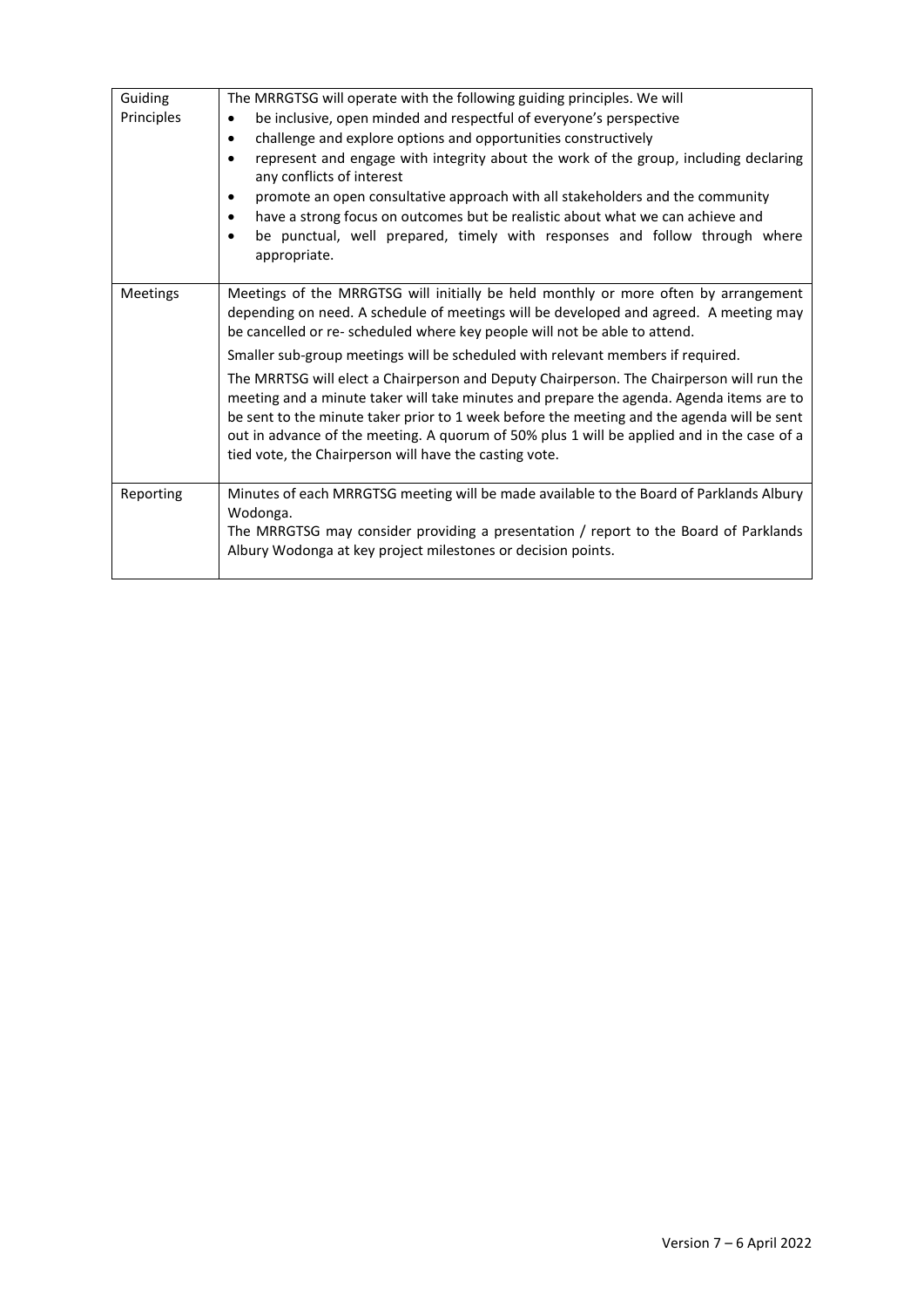| | |
|---|---|
| Guiding Principles | The MRRGTSG will operate with the following guiding principles. We will<br>• be inclusive, open minded and respectful of everyone's perspective<br>• challenge and explore options and opportunities constructively<br>• represent and engage with integrity about the work of the group, including declaring any conflicts of interest<br>• promote an open consultative approach with all stakeholders and the community<br>• have a strong focus on outcomes but be realistic about what we can achieve and<br>• be punctual, well prepared, timely with responses and follow through where appropriate. |
| Meetings | Meetings of the MRRGTSG will initially be held monthly or more often by arrangement depending on need. A schedule of meetings will be developed and agreed. A meeting may be cancelled or re- scheduled where key people will not be able to attend.<br>Smaller sub-group meetings will be scheduled with relevant members if required.<br>The MRRTSG will elect a Chairperson and Deputy Chairperson. The Chairperson will run the meeting and a minute taker will take minutes and prepare the agenda. Agenda items are to be sent to the minute taker prior to 1 week before the meeting and the agenda will be sent out in advance of the meeting. A quorum of 50% plus 1 will be applied and in the case of a tied vote, the Chairperson will have the casting vote. |
| Reporting | Minutes of each MRRGTSG meeting will be made available to the Board of Parklands Albury Wodonga.<br>The MRRGTSG may consider providing a presentation / report to the Board of Parklands Albury Wodonga at key project milestones or decision points. |

Version 7 – 6 April 2022